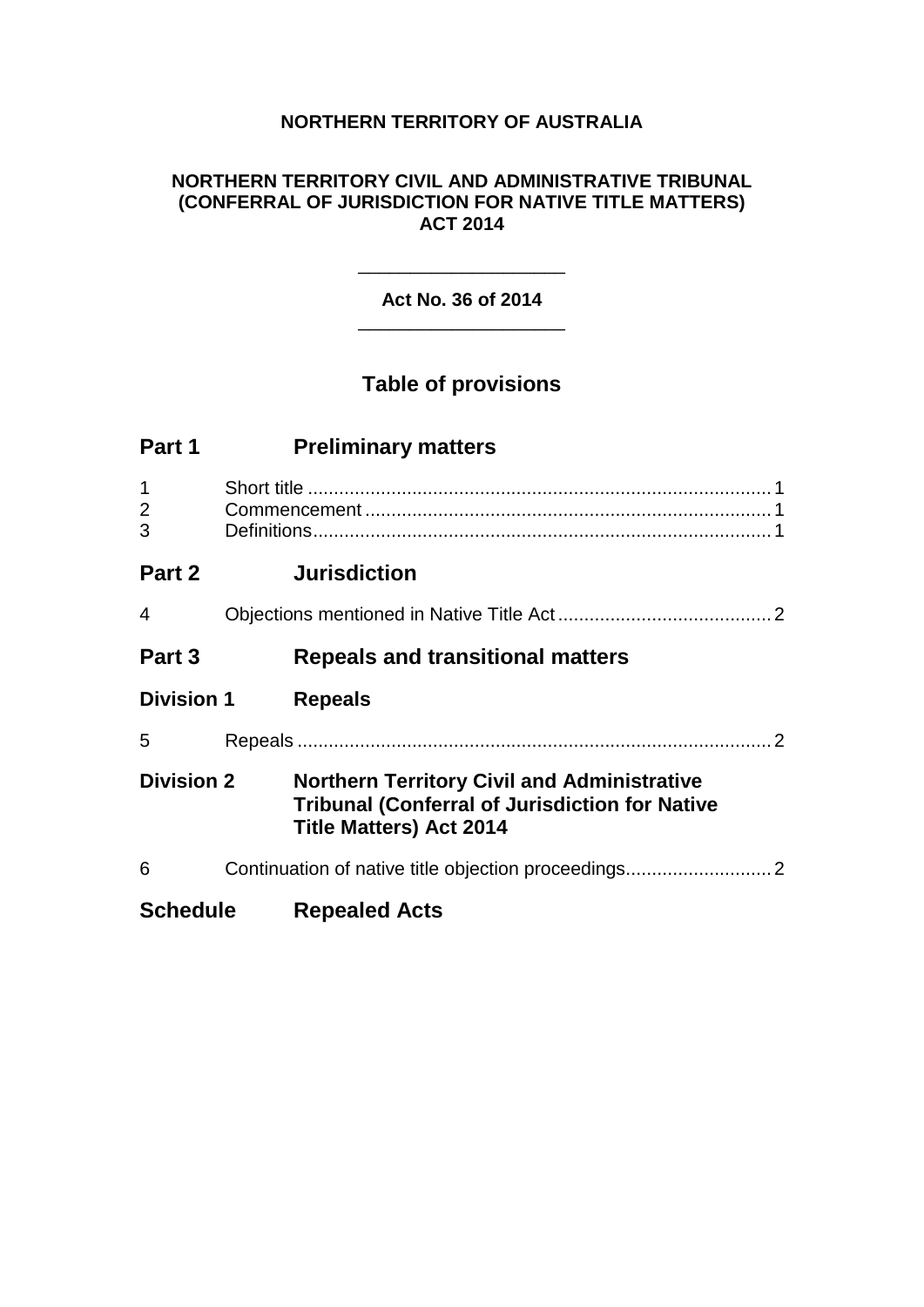**NORTHERN TERRITORY OF AUSTRALIA**

**NORTHERN TERRITORY CIVIL AND ADMINISTRATIVE TRIBUNAL (CONFERRAL OF JURISDICTION FOR NATIVE TITLE MATTERS) ACT 2014**

---

**Act No. 36 of 2014**

---

## Table of provisions

### Part 1 Preliminary matters

1 Short title ........................................................................................ 1
2 Commencement ................................................................................ 1
3 Definitions ........................................................................................ 1

### Part 2 Jurisdiction

4 Objections mentioned in Native Title Act ......................................... 2

### Part 3 Repeals and transitional matters

### Division 1 Repeals

5 Repeals ............................................................................................ 2

### Division 2 Northern Territory Civil and Administrative Tribunal (Conferral of Jurisdiction for Native Title Matters) Act 2014

6 Continuation of native title objection proceedings ............................ 2

### Schedule Repealed Acts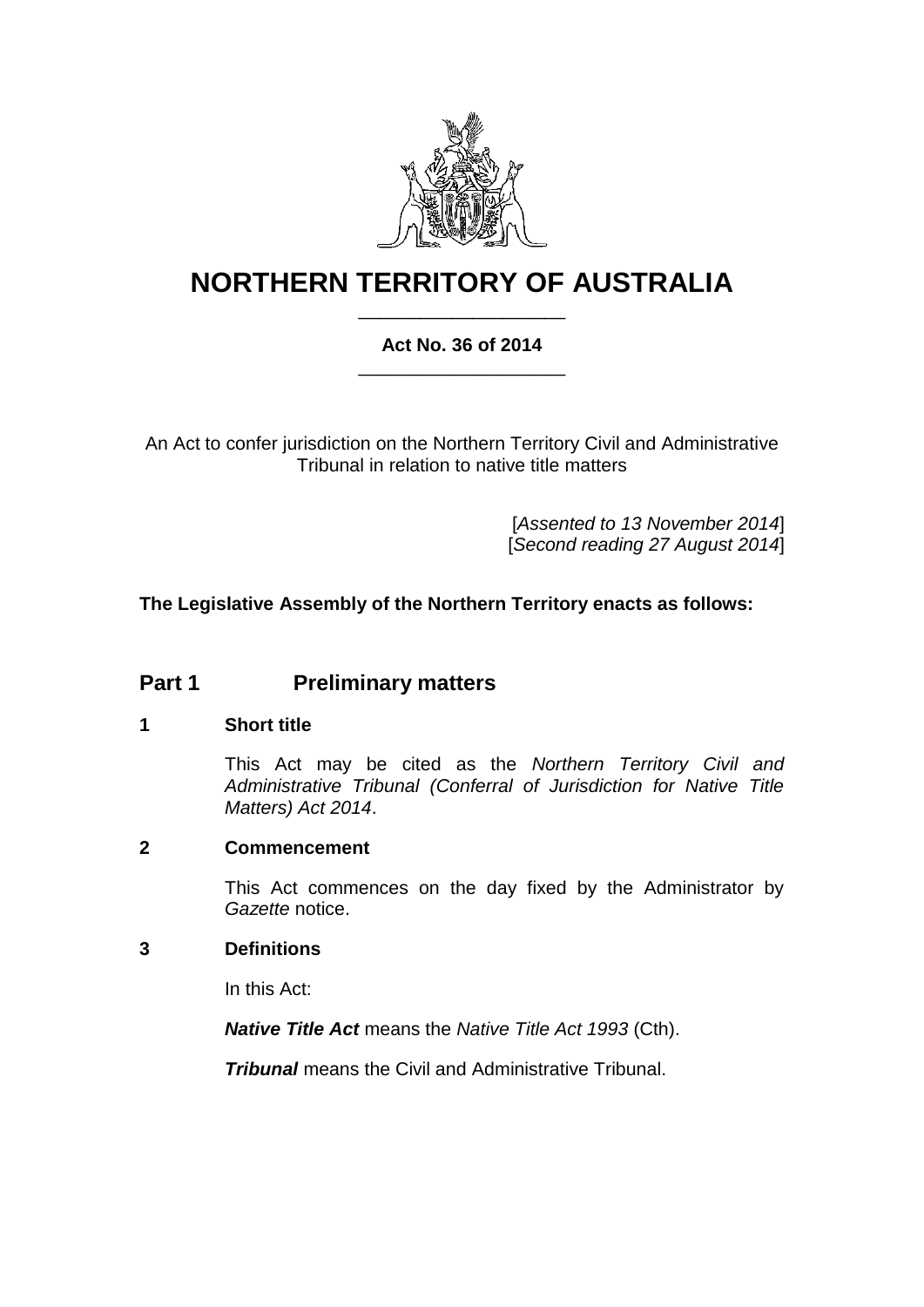# NORTHERN TERRITORY OF AUSTRALIA

**Act No. 36 of 2014**

An Act to confer jurisdiction on the Northern Territory Civil and Administrative Tribunal in relation to native title matters

[*Assented to 13 November 2014*]
[*Second reading 27 August 2014*]

**The Legislative Assembly of the Northern Territory enacts as follows:**

## Part 1 Preliminary matters

### 1 Short title

This Act may be cited as the *Northern Territory Civil and Administrative Tribunal (Conferral of Jurisdiction for Native Title Matters) Act 2014*.

### 2 Commencement

This Act commences on the day fixed by the Administrator by *Gazette* notice.

### 3 Definitions

In this Act:

***Native Title Act*** means the *Native Title Act 1993* (Cth).

***Tribunal*** means the Civil and Administrative Tribunal.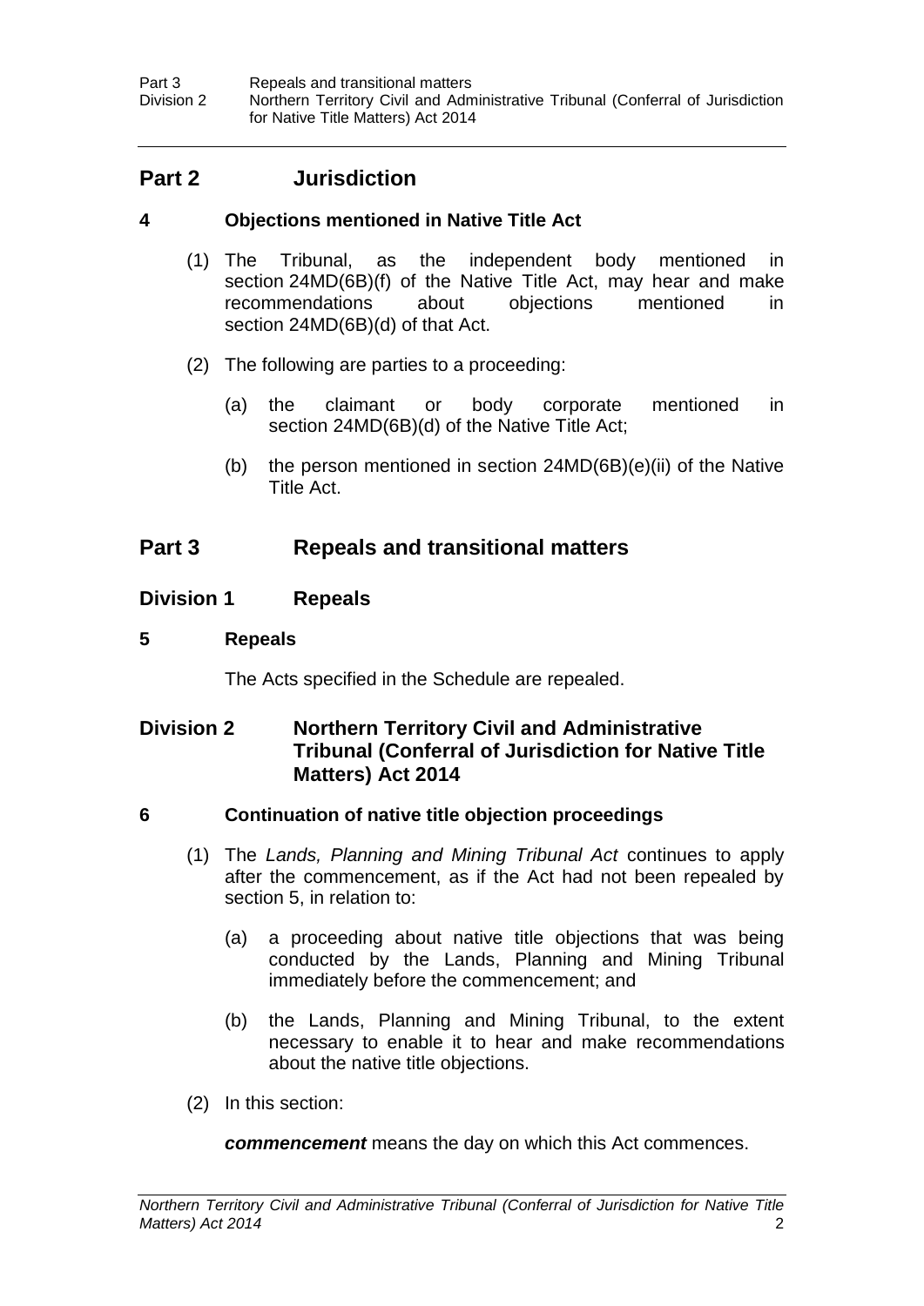## Part 2 Jurisdiction

### 4 Objections mentioned in Native Title Act

(1) The Tribunal, as the independent body mentioned in section 24MD(6B)(f) of the Native Title Act, may hear and make recommendations about objections mentioned in section 24MD(6B)(d) of that Act.

(2) The following are parties to a proceeding:

(a) the claimant or body corporate mentioned in section 24MD(6B)(d) of the Native Title Act;

(b) the person mentioned in section 24MD(6B)(e)(ii) of the Native Title Act.

## Part 3 Repeals and transitional matters

### Division 1 Repeals

### 5 Repeals

The Acts specified in the Schedule are repealed.

### Division 2 Northern Territory Civil and Administrative Tribunal (Conferral of Jurisdiction for Native Title Matters) Act 2014

### 6 Continuation of native title objection proceedings

(1) The *Lands, Planning and Mining Tribunal Act* continues to apply after the commencement, as if the Act had not been repealed by section 5, in relation to:

(a) a proceeding about native title objections that was being conducted by the Lands, Planning and Mining Tribunal immediately before the commencement; and

(b) the Lands, Planning and Mining Tribunal, to the extent necessary to enable it to hear and make recommendations about the native title objections.

(2) In this section:

***commencement*** means the day on which this Act commences.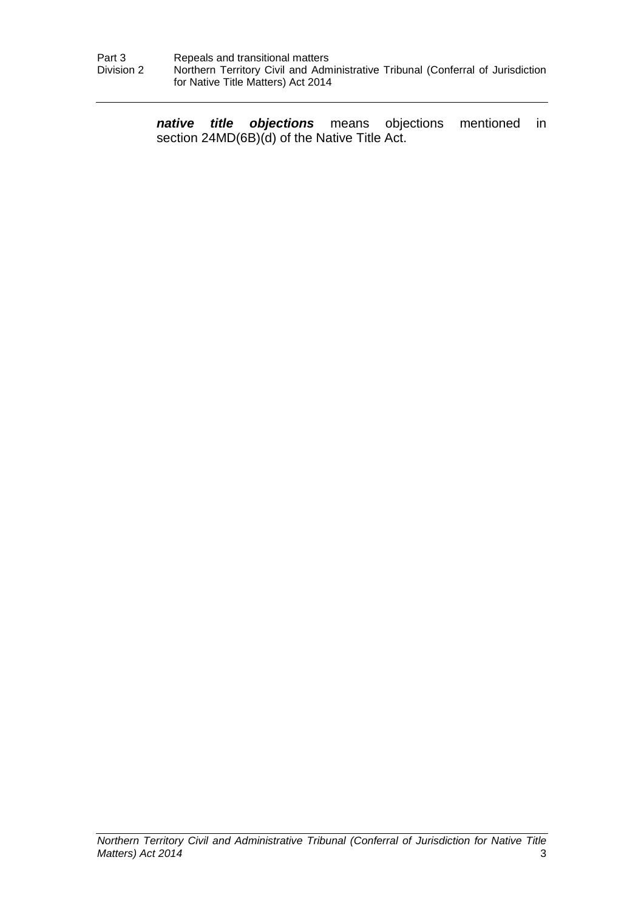***native title objections*** means objections mentioned in section 24MD(6B)(d) of the Native Title Act.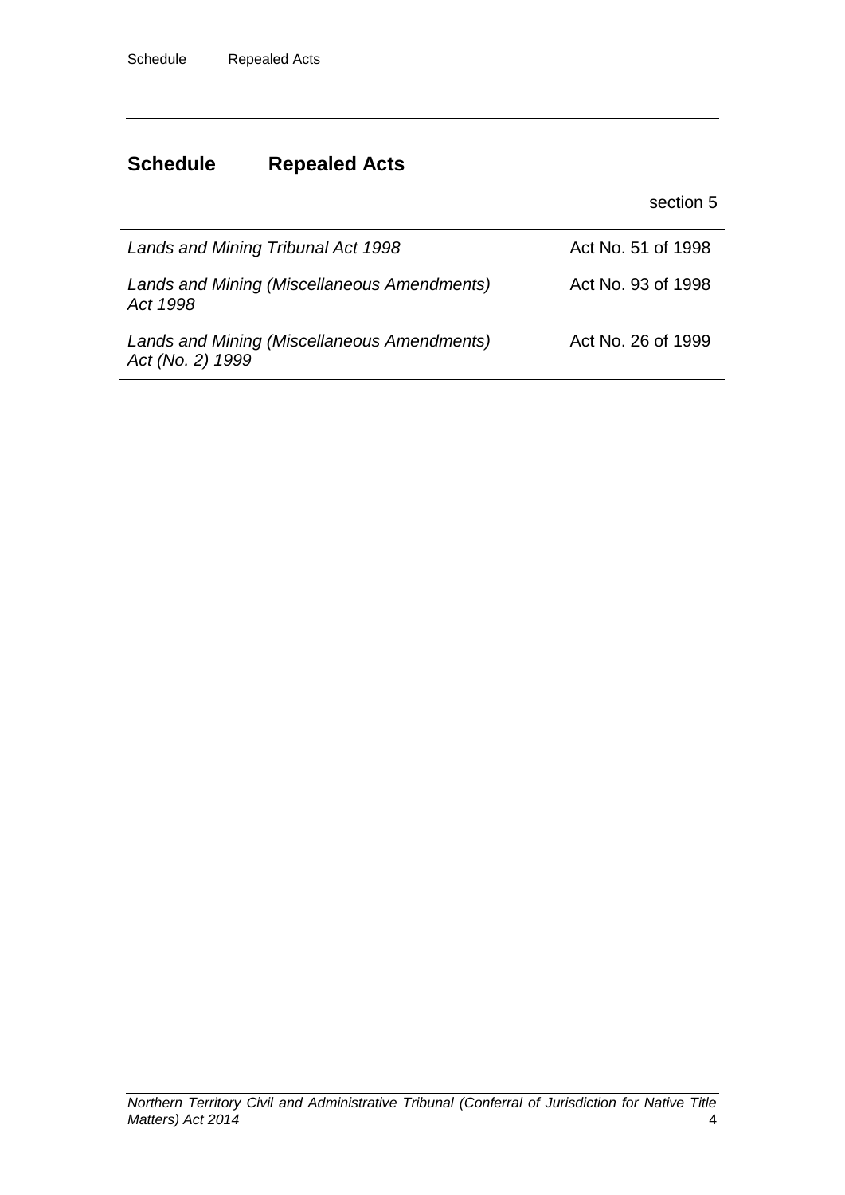# Schedule Repealed Acts

section 5

| | |
|---|---|
| *Lands and Mining Tribunal Act 1998* | Act No. 51 of 1998 |
| *Lands and Mining (Miscellaneous Amendments) Act 1998* | Act No. 93 of 1998 |
| *Lands and Mining (Miscellaneous Amendments) Act (No. 2) 1999* | Act No. 26 of 1999 |